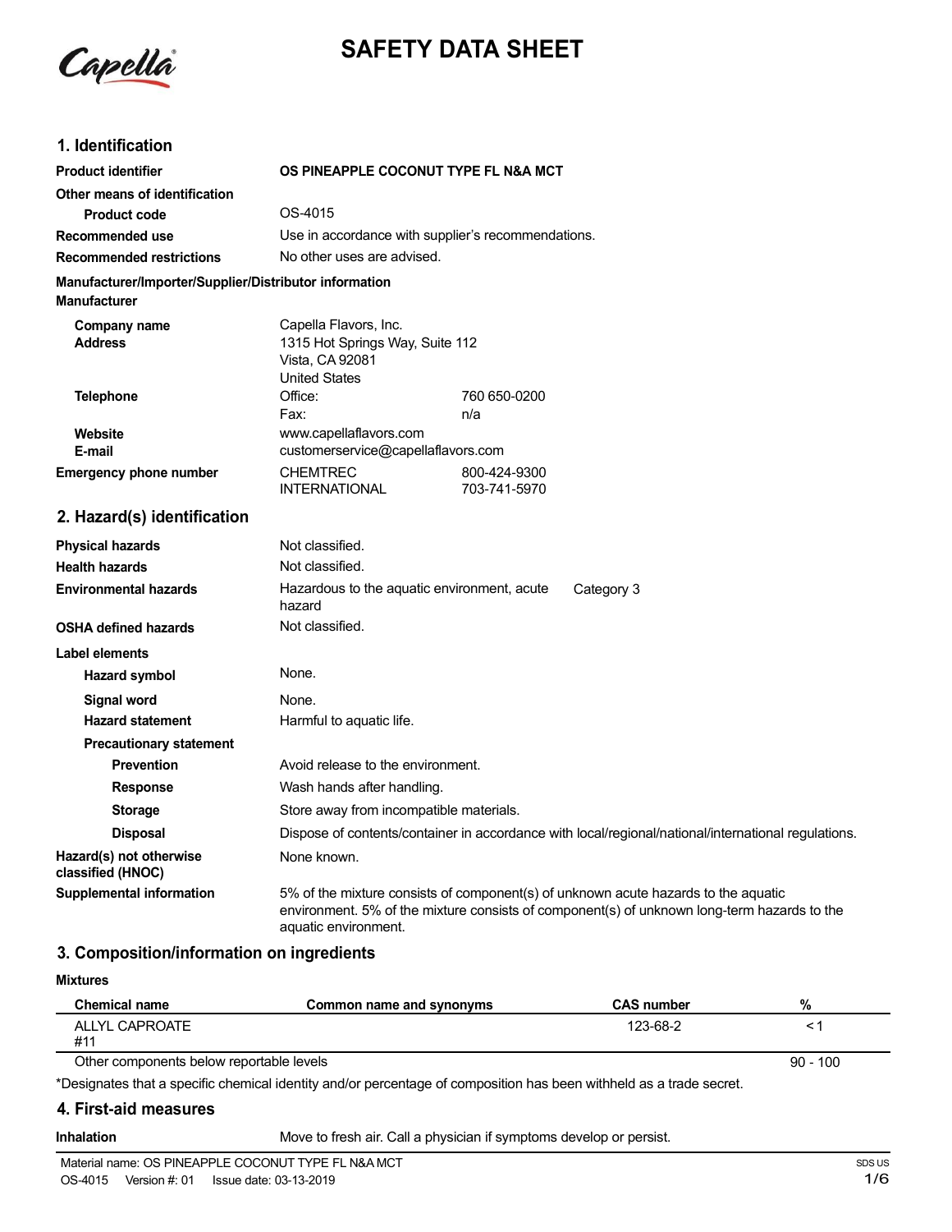# SAFETY DATA SHEET

## 1. Identification

| | |
|---|---|
| **Product identifier** | **OS PINEAPPLE COCONUT TYPE FL N&A MCT** |
| **Other means of identification** | |
| **Product code** | OS-4015 |
| **Recommended use** | Use in accordance with supplier's recommendations. |
| **Recommended restrictions** | No other uses are advised. |

**Manufacturer/Importer/Supplier/Distributor information**

**Manufacturer**

| | | |
|---|---|---|
| **Company name** | Capella Flavors, Inc. | |
| **Address** | 1315 Hot Springs Way, Suite 112<br>Vista, CA 92081<br>United States | |
| **Telephone** | Office: | 760 650-0200 |
| | Fax: | n/a |
| **Website** | www.capellaflavors.com | |
| **E-mail** | customerservice@capellaflavors.com | |
| **Emergency phone number** | CHEMTREC | 800-424-9300 |
| | INTERNATIONAL | 703-741-5970 |

## 2. Hazard(s) identification

| | | |
|---|---|---|
| **Physical hazards** | Not classified. | |
| **Health hazards** | Not classified. | |
| **Environmental hazards** | Hazardous to the aquatic environment, acute hazard | Category 3 |
| **OSHA defined hazards** | Not classified. | |

**Label elements**

| | |
|---|---|
| **Hazard symbol** | None. |
| **Signal word** | None. |
| **Hazard statement** | Harmful to aquatic life. |
| **Precautionary statement** | |
| **Prevention** | Avoid release to the environment. |
| **Response** | Wash hands after handling. |
| **Storage** | Store away from incompatible materials. |
| **Disposal** | Dispose of contents/container in accordance with local/regional/national/international regulations. |
| **Hazard(s) not otherwise classified (HNOC)** | None known. |
| **Supplemental information** | 5% of the mixture consists of component(s) of unknown acute hazards to the aquatic environment. 5% of the mixture consists of component(s) of unknown long-term hazards to the aquatic environment. |

## 3. Composition/information on ingredients

**Mixtures**

| Chemical name | Common name and synonyms | CAS number | % |
|---|---|---|---|
| ALLYL CAPROATE<br>#11 | | 123-68-2 | < 1 |
| Other components below reportable levels | | | 90 - 100 |

*Designates that a specific chemical identity and/or percentage of composition has been withheld as a trade secret.

## 4. First-aid measures

| | |
|---|---|
| **Inhalation** | Move to fresh air. Call a physician if symptoms develop or persist. |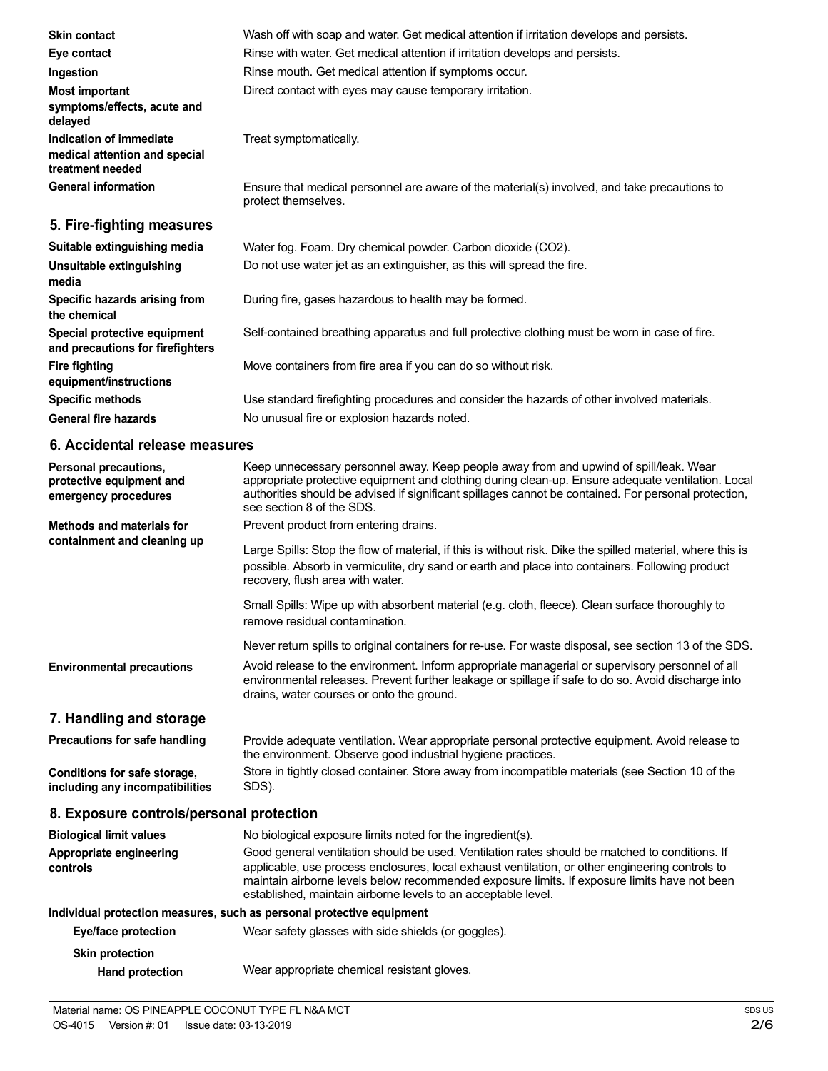| | |
|---|---|
| **Skin contact** | Wash off with soap and water. Get medical attention if irritation develops and persists. |
| **Eye contact** | Rinse with water. Get medical attention if irritation develops and persists. |
| **Ingestion** | Rinse mouth. Get medical attention if symptoms occur. |
| **Most important symptoms/effects, acute and delayed** | Direct contact with eyes may cause temporary irritation. |
| **Indication of immediate medical attention and special treatment needed** | Treat symptomatically. |
| **General information** | Ensure that medical personnel are aware of the material(s) involved, and take precautions to protect themselves. |

## 5. Fire-fighting measures

| | |
|---|---|
| **Suitable extinguishing media** | Water fog. Foam. Dry chemical powder. Carbon dioxide ($CO_2$). |
| **Unsuitable extinguishing media** | Do not use water jet as an extinguisher, as this will spread the fire. |
| **Specific hazards arising from the chemical** | During fire, gases hazardous to health may be formed. |
| **Special protective equipment and precautions for firefighters** | Self-contained breathing apparatus and full protective clothing must be worn in case of fire. |
| **Fire fighting equipment/instructions** | Move containers from fire area if you can do so without risk. |
| **Specific methods** | Use standard firefighting procedures and consider the hazards of other involved materials. |
| **General fire hazards** | No unusual fire or explosion hazards noted. |

## 6. Accidental release measures

**Personal precautions, protective equipment and emergency procedures**

Keep unnecessary personnel away. Keep people away from and upwind of spill/leak. Wear appropriate protective equipment and clothing during clean-up. Ensure adequate ventilation. Local authorities should be advised if significant spillages cannot be contained. For personal protection, see section 8 of the SDS.

**Methods and materials for containment and cleaning up**

Prevent product from entering drains.

Large Spills: Stop the flow of material, if this is without risk. Dike the spilled material, where this is possible. Absorb in vermiculite, dry sand or earth and place into containers. Following product recovery, flush area with water.

Small Spills: Wipe up with absorbent material (e.g. cloth, fleece). Clean surface thoroughly to remove residual contamination.

Never return spills to original containers for re-use. For waste disposal, see section 13 of the SDS.

**Environmental precautions**

Avoid release to the environment. Inform appropriate managerial or supervisory personnel of all environmental releases. Prevent further leakage or spillage if safe to do so. Avoid discharge into drains, water courses or onto the ground.

## 7. Handling and storage

| | |
|---|---|
| **Precautions for safe handling** | Provide adequate ventilation. Wear appropriate personal protective equipment. Avoid release to the environment. Observe good industrial hygiene practices. |
| **Conditions for safe storage, including any incompatibilities** | Store in tightly closed container. Store away from incompatible materials (see Section 10 of the SDS). |

## 8. Exposure controls/personal protection

| | |
|---|---|
| **Biological limit values** | No biological exposure limits noted for the ingredient(s). |
| **Appropriate engineering controls** | Good general ventilation should be used. Ventilation rates should be matched to conditions. If applicable, use process enclosures, local exhaust ventilation, or other engineering controls to maintain airborne levels below recommended exposure limits. If exposure limits have not been established, maintain airborne levels to an acceptable level. |

**Individual protection measures, such as personal protective equipment**

| | |
|---|---|
| **Eye/face protection** | Wear safety glasses with side shields (or goggles). |
| **Skin protection** | |
| **Hand protection** | Wear appropriate chemical resistant gloves. |

Material name: OS PINEAPPLE COCONUT TYPE FL N&A MCT
OS-4015 Version #: 01 Issue date: 03-13-2019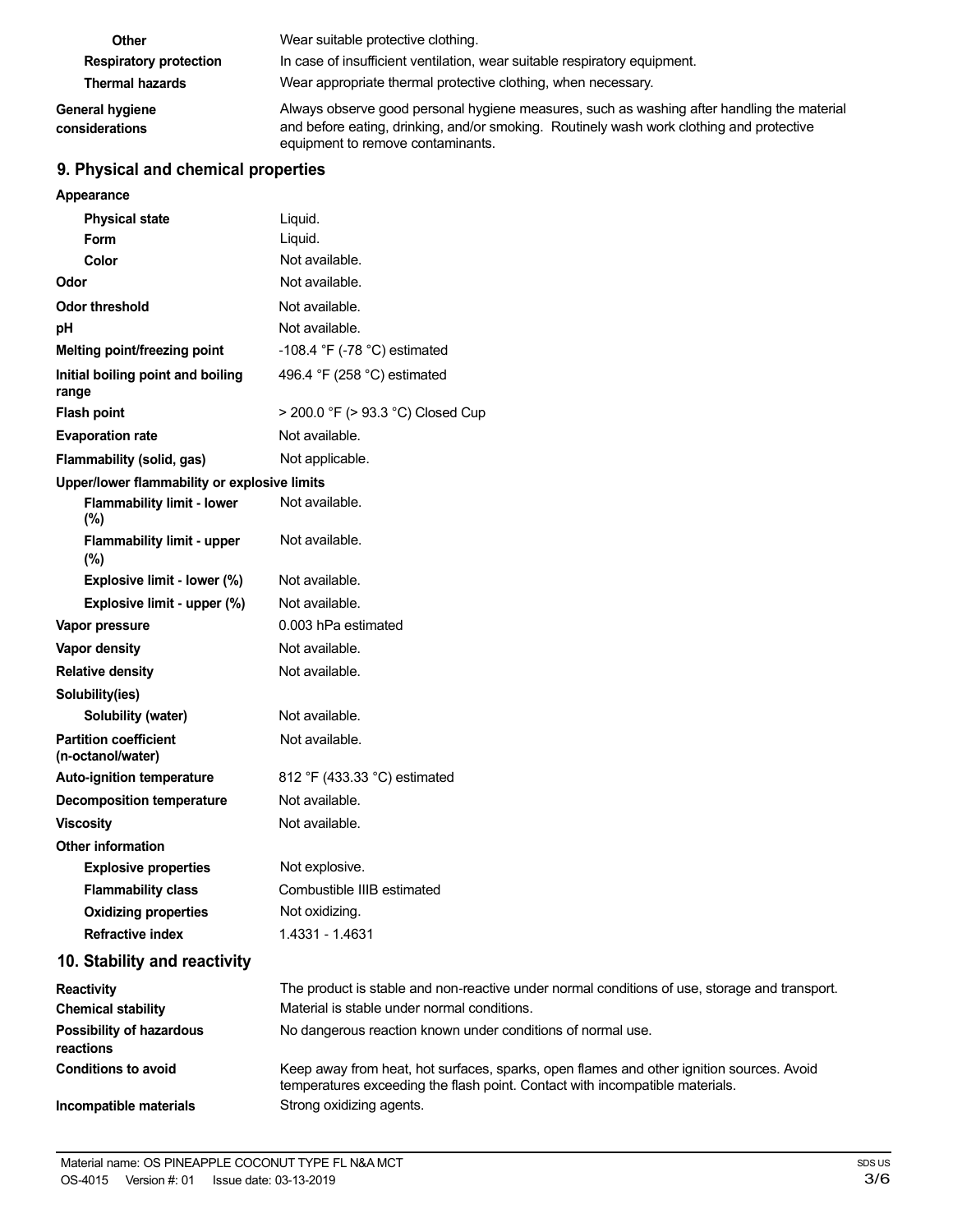| | |
|---|---|
| **Other** | Wear suitable protective clothing. |
| **Respiratory protection** | In case of insufficient ventilation, wear suitable respiratory equipment. |
| **Thermal hazards** | Wear appropriate thermal protective clothing, when necessary. |
| **General hygiene considerations** | Always observe good personal hygiene measures, such as washing after handling the material and before eating, drinking, and/or smoking. Routinely wash work clothing and protective equipment to remove contaminants. |

## 9. Physical and chemical properties

| | |
|---|---|
| **Appearance** | |
| **Physical state** | Liquid. |
| **Form** | Liquid. |
| **Color** | Not available. |
| **Odor** | Not available. |
| **Odor threshold** | Not available. |
| **pH** | Not available. |
| **Melting point/freezing point** | -108.4 °F (-78 °C) estimated |
| **Initial boiling point and boiling range** | 496.4 °F (258 °C) estimated |
| **Flash point** | > 200.0 °F (> 93.3 °C) Closed Cup |
| **Evaporation rate** | Not available. |
| **Flammability (solid, gas)** | Not applicable. |
| **Upper/lower flammability or explosive limits** | |
| **Flammability limit - lower (%)** | Not available. |
| **Flammability limit - upper (%)** | Not available. |
| **Explosive limit - lower (%)** | Not available. |
| **Explosive limit - upper (%)** | Not available. |
| **Vapor pressure** | 0.003 hPa estimated |
| **Vapor density** | Not available. |
| **Relative density** | Not available. |
| **Solubility(ies)** | |
| **Solubility (water)** | Not available. |
| **Partition coefficient (n-octanol/water)** | Not available. |
| **Auto-ignition temperature** | 812 °F (433.33 °C) estimated |
| **Decomposition temperature** | Not available. |
| **Viscosity** | Not available. |
| **Other information** | |
| **Explosive properties** | Not explosive. |
| **Flammability class** | Combustible IIIB estimated |
| **Oxidizing properties** | Not oxidizing. |
| **Refractive index** | 1.4331 - 1.4631 |

## 10. Stability and reactivity

| | |
|---|---|
| **Reactivity** | The product is stable and non-reactive under normal conditions of use, storage and transport. |
| **Chemical stability** | Material is stable under normal conditions. |
| **Possibility of hazardous reactions** | No dangerous reaction known under conditions of normal use. |
| **Conditions to avoid** | Keep away from heat, hot surfaces, sparks, open flames and other ignition sources. Avoid temperatures exceeding the flash point. Contact with incompatible materials. |
| **Incompatible materials** | Strong oxidizing agents. |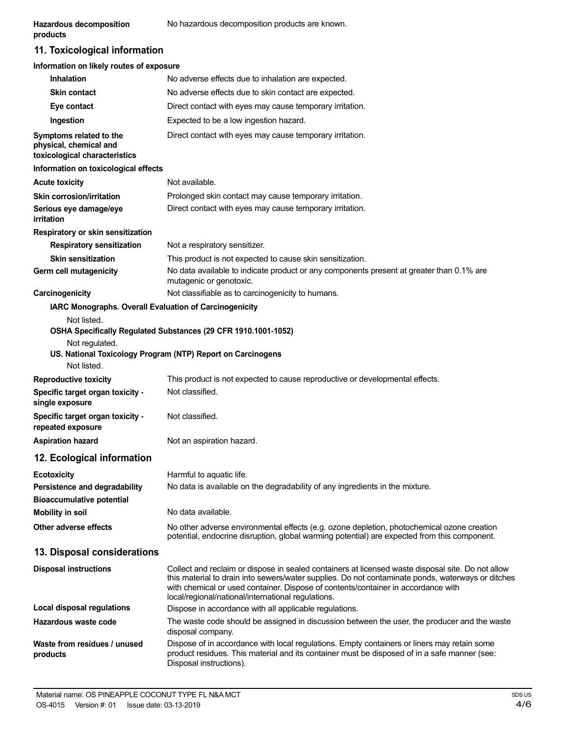| | |
|---|---|
| **Hazardous decomposition products** | No hazardous decomposition products are known. |

## 11. Toxicological information

**Information on likely routes of exposure**

| | |
|---|---|
| **Inhalation** | No adverse effects due to inhalation are expected. |
| **Skin contact** | No adverse effects due to skin contact are expected. |
| **Eye contact** | Direct contact with eyes may cause temporary irritation. |
| **Ingestion** | Expected to be a low ingestion hazard. |
| **Symptoms related to the physical, chemical and toxicological characteristics** | Direct contact with eyes may cause temporary irritation. |

**Information on toxicological effects**

| | |
|---|---|
| **Acute toxicity** | Not available. |
| **Skin corrosion/irritation** | Prolonged skin contact may cause temporary irritation. |
| **Serious eye damage/eye irritation** | Direct contact with eyes may cause temporary irritation. |

**Respiratory or skin sensitization**

| | |
|---|---|
| **Respiratory sensitization** | Not a respiratory sensitizer. |
| **Skin sensitization** | This product is not expected to cause skin sensitization. |
| **Germ cell mutagenicity** | No data available to indicate product or any components present at greater than 0.1% are mutagenic or genotoxic. |
| **Carcinogenicity** | Not classifiable as to carcinogenicity to humans. |

**IARC Monographs. Overall Evaluation of Carcinogenicity**

Not listed.

**OSHA Specifically Regulated Substances (29 CFR 1910.1001-1052)**

Not regulated.

**US. National Toxicology Program (NTP) Report on Carcinogens**

Not listed.

| | |
|---|---|
| **Reproductive toxicity** | This product is not expected to cause reproductive or developmental effects. |
| **Specific target organ toxicity - single exposure** | Not classified. |
| **Specific target organ toxicity - repeated exposure** | Not classified. |
| **Aspiration hazard** | Not an aspiration hazard. |

## 12. Ecological information

| | |
|---|---|
| **Ecotoxicity** | Harmful to aquatic life. |
| **Persistence and degradability** | No data is available on the degradability of any ingredients in the mixture. |
| **Bioaccumulative potential** | |
| **Mobility in soil** | No data available. |
| **Other adverse effects** | No other adverse environmental effects (e.g. ozone depletion, photochemical ozone creation potential, endocrine disruption, global warming potential) are expected from this component. |

## 13. Disposal considerations

| | |
|---|---|
| **Disposal instructions** | Collect and reclaim or dispose in sealed containers at licensed waste disposal site. Do not allow this material to drain into sewers/water supplies. Do not contaminate ponds, waterways or ditches with chemical or used container. Dispose of contents/container in accordance with local/regional/national/international regulations. |
| **Local disposal regulations** | Dispose in accordance with all applicable regulations. |
| **Hazardous waste code** | The waste code should be assigned in discussion between the user, the producer and the waste disposal company. |
| **Waste from residues / unused products** | Dispose of in accordance with local regulations. Empty containers or liners may retain some product residues. This material and its container must be disposed of in a safe manner (see: Disposal instructions). |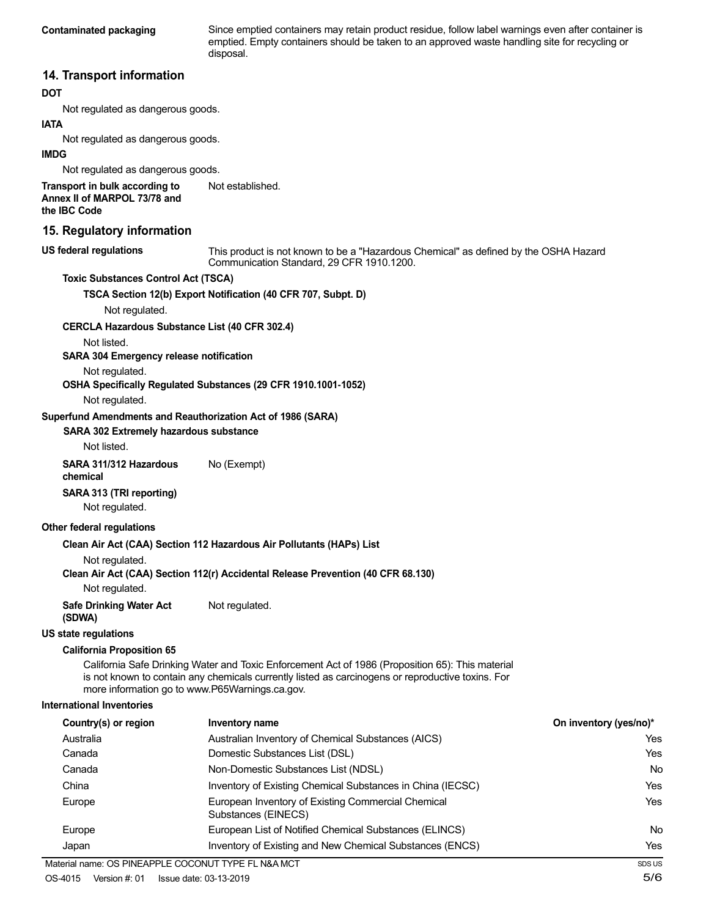**Contaminated packaging** Since emptied containers may retain product residue, follow label warnings even after container is emptied. Empty containers should be taken to an approved waste handling site for recycling or disposal.

## 14. Transport information

**DOT**

Not regulated as dangerous goods.

**IATA**

Not regulated as dangerous goods.

**IMDG**

Not regulated as dangerous goods.

**Transport in bulk according to Annex II of MARPOL 73/78 and the IBC Code** Not established.

## 15. Regulatory information

**US federal regulations** This product is not known to be a "Hazardous Chemical" as defined by the OSHA Hazard Communication Standard, 29 CFR 1910.1200.

**Toxic Substances Control Act (TSCA)**

**TSCA Section 12(b) Export Notification (40 CFR 707, Subpt. D)**

Not regulated.

**CERCLA Hazardous Substance List (40 CFR 302.4)**

Not listed.

**SARA 304 Emergency release notification**

Not regulated.

**OSHA Specifically Regulated Substances (29 CFR 1910.1001-1052)**

Not regulated.

**Superfund Amendments and Reauthorization Act of 1986 (SARA)**

**SARA 302 Extremely hazardous substance**

Not listed.

**SARA 311/312 Hazardous chemical** No (Exempt)

**SARA 313 (TRI reporting)**

Not regulated.

**Other federal regulations**

**Clean Air Act (CAA) Section 112 Hazardous Air Pollutants (HAPs) List**

Not regulated.

**Clean Air Act (CAA) Section 112(r) Accidental Release Prevention (40 CFR 68.130)**

Not regulated.

**Safe Drinking Water Act (SDWA)** Not regulated.

**US state regulations**

**California Proposition 65**

California Safe Drinking Water and Toxic Enforcement Act of 1986 (Proposition 65): This material is not known to contain any chemicals currently listed as carcinogens or reproductive toxins. For more information go to www.P65Warnings.ca.gov.

**International Inventories**

| Country(s) or region | Inventory name | On inventory (yes/no)* |
|---|---|---|
| Australia | Australian Inventory of Chemical Substances (AICS) | Yes |
| Canada | Domestic Substances List (DSL) | Yes |
| Canada | Non-Domestic Substances List (NDSL) | No |
| China | Inventory of Existing Chemical Substances in China (IECSC) | Yes |
| Europe | European Inventory of Existing Commercial Chemical Substances (EINECS) | Yes |
| Europe | European List of Notified Chemical Substances (ELINCS) | No |
| Japan | Inventory of Existing and New Chemical Substances (ENCS) | Yes |

Material name: OS PINEAPPLE COCONUT TYPE FL N&A MCT

OS-4015 Version #: 01 Issue date: 03-13-2019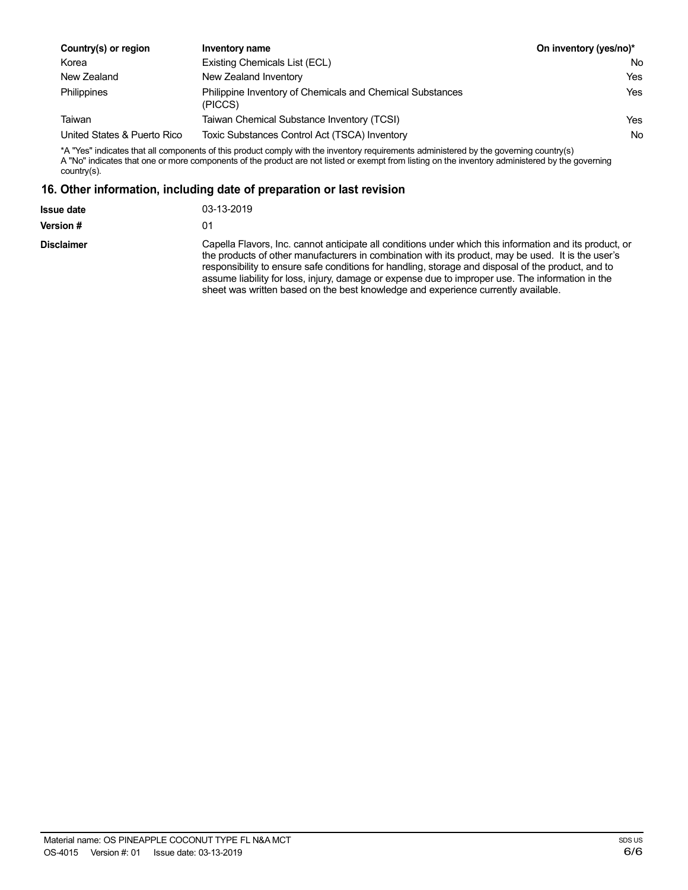| Country(s) or region | Inventory name | On inventory (yes/no)* |
|---|---|---|
| Korea | Existing Chemicals List (ECL) | No |
| New Zealand | New Zealand Inventory | Yes |
| Philippines | Philippine Inventory of Chemicals and Chemical Substances (PICCS) | Yes |
| Taiwan | Taiwan Chemical Substance Inventory (TCSI) | Yes |
| United States & Puerto Rico | Toxic Substances Control Act (TSCA) Inventory | No |

*A "Yes" indicates that all components of this product comply with the inventory requirements administered by the governing country(s)
A "No" indicates that one or more components of the product are not listed or exempt from listing on the inventory administered by the governing country(s).

## 16. Other information, including date of preparation or last revision

**Issue date** 03-13-2019

**Version #** 01

**Disclaimer** Capella Flavors, Inc. cannot anticipate all conditions under which this information and its product, or the products of other manufacturers in combination with its product, may be used. It is the user's responsibility to ensure safe conditions for handling, storage and disposal of the product, and to assume liability for loss, injury, damage or expense due to improper use. The information in the sheet was written based on the best knowledge and experience currently available.